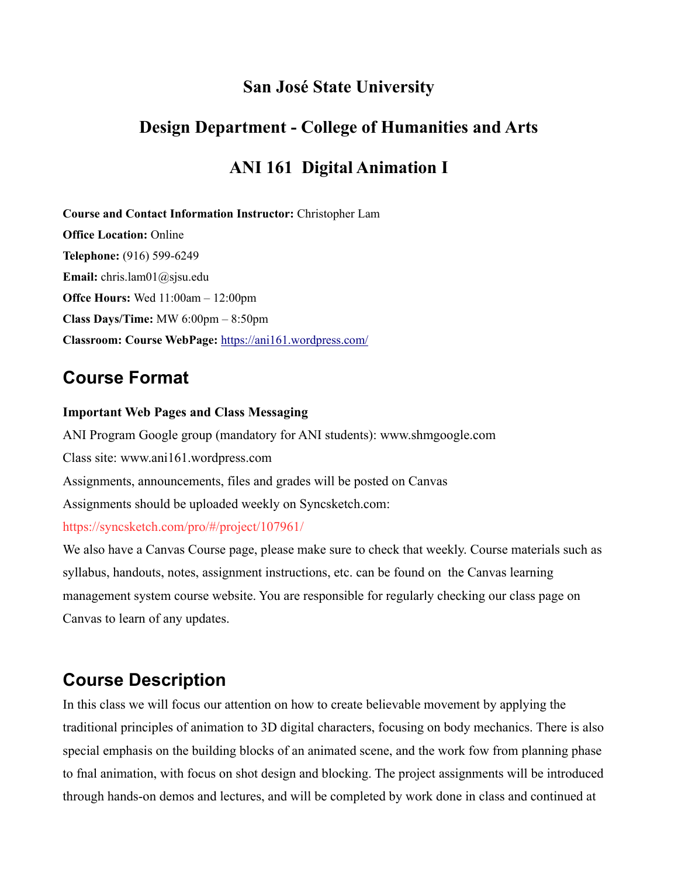# San José State University

## Design Department - College of Humanities and Arts

## ANI 161 Digital Animation I

**Course and Contact Information Instructor:** Christopher Lam

**Office Location:** Online

**Telephone:** (916) 599-6249

**Email:** chris.lam01@sjsu.edu

**Offce Hours:** Wed 11:00am – 12:00pm

**Class Days/Time:** MW 6:00pm – 8:50pm

**Classroom: Course WebPage:** https://ani161.wordpress.com/

## Course Format

**Important Web Pages and Class Messaging**

ANI Program Google group (mandatory for ANI students): www.shmgoogle.com

Class site: www.ani161.wordpress.com

Assignments, announcements, files and grades will be posted on Canvas

Assignments should be uploaded weekly on Syncsketch.com:

https://syncsketch.com/pro/#/project/107961/

We also have a Canvas Course page, please make sure to check that weekly. Course materials such as syllabus, handouts, notes, assignment instructions, etc. can be found on the Canvas learning management system course website. You are responsible for regularly checking our class page on Canvas to learn of any updates.

## Course Description

In this class we will focus our attention on how to create believable movement by applying the traditional principles of animation to 3D digital characters, focusing on body mechanics. There is also special emphasis on the building blocks of an animated scene, and the work fow from planning phase to fnal animation, with focus on shot design and blocking. The project assignments will be introduced through hands-on demos and lectures, and will be completed by work done in class and continued at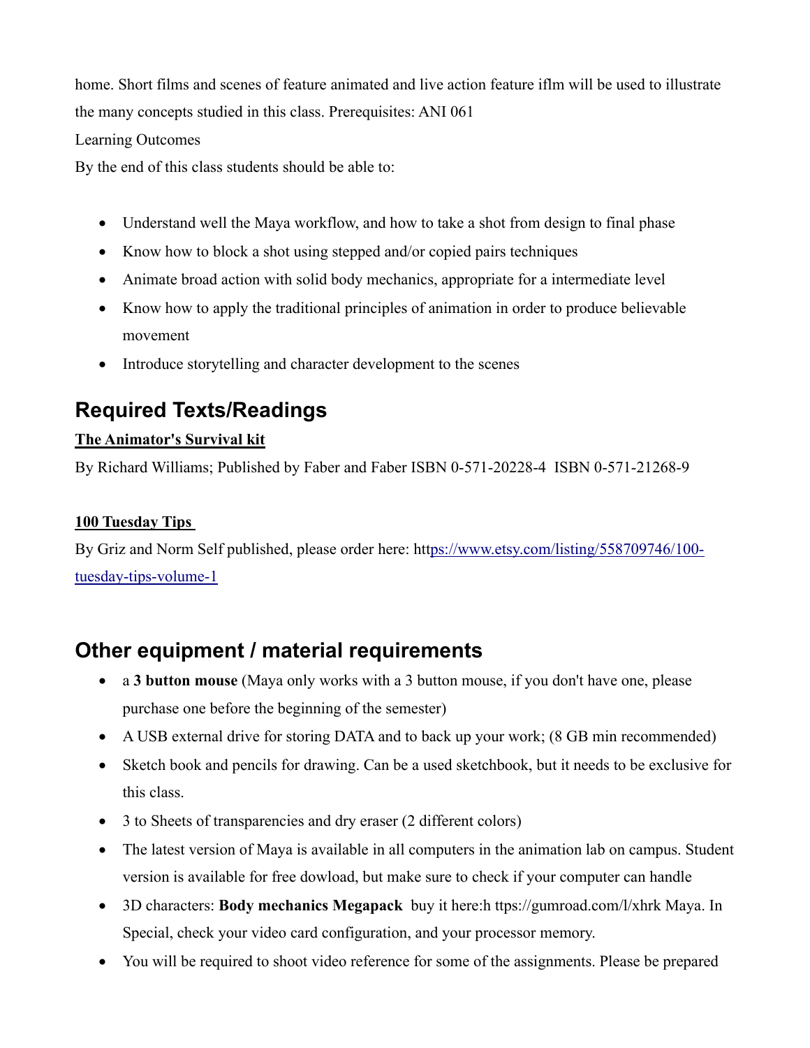home. Short films and scenes of feature animated and live action feature iflm will be used to illustrate the many concepts studied in this class. Prerequisites: ANI 061

Learning Outcomes

By the end of this class students should be able to:

- Understand well the Maya workflow, and how to take a shot from design to final phase
- Know how to block a shot using stepped and/or copied pairs techniques
- Animate broad action with solid body mechanics, appropriate for a intermediate level
- Know how to apply the traditional principles of animation in order to produce believable movement
- Introduce storytelling and character development to the scenes

## Required Texts/Readings

**The Animator's Survival kit**

By Richard Williams; Published by Faber and Faber ISBN 0-571-20228-4 ISBN 0-571-21268-9

**100 Tuesday Tips**

By Griz and Norm Self published, please order here: https://www.etsy.com/listing/558709746/100-tuesday-tips-volume-1

## Other equipment / material requirements

- a **3 button mouse** (Maya only works with a 3 button mouse, if you don't have one, please purchase one before the beginning of the semester)
- A USB external drive for storing DATA and to back up your work; (8 GB min recommended)
- Sketch book and pencils for drawing. Can be a used sketchbook, but it needs to be exclusive for this class.
- 3 to Sheets of transparencies and dry eraser (2 different colors)
- The latest version of Maya is available in all computers in the animation lab on campus. Student version is available for free dowload, but make sure to check if your computer can handle
- 3D characters: **Body mechanics Megapack** buy it here:h ttps://gumroad.com/l/xhrk Maya. In Special, check your video card configuration, and your processor memory.
- You will be required to shoot video reference for some of the assignments. Please be prepared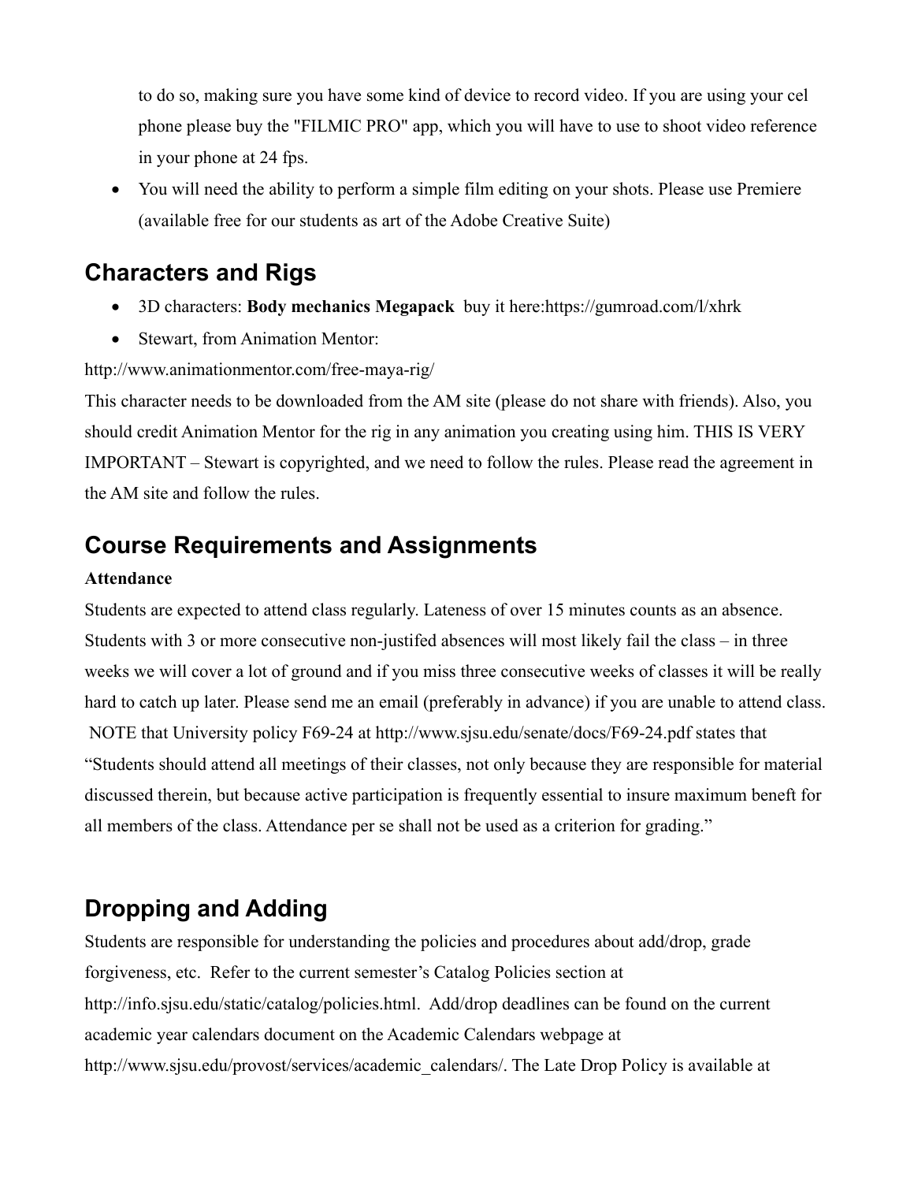to do so, making sure you have some kind of device to record video. If you are using your cel phone please buy the "FILMIC PRO" app, which you will have to use to shoot video reference in your phone at 24 fps.

- You will need the ability to perform a simple film editing on your shots. Please use Premiere (available free for our students as art of the Adobe Creative Suite)

## Characters and Rigs

- 3D characters: **Body mechanics Megapack** buy it here:https://gumroad.com/l/xhrk
- Stewart, from Animation Mentor:

http://www.animationmentor.com/free-maya-rig/

This character needs to be downloaded from the AM site (please do not share with friends). Also, you should credit Animation Mentor for the rig in any animation you creating using him. THIS IS VERY IMPORTANT – Stewart is copyrighted, and we need to follow the rules. Please read the agreement in the AM site and follow the rules.

## Course Requirements and Assignments

**Attendance**

Students are expected to attend class regularly. Lateness of over 15 minutes counts as an absence. Students with 3 or more consecutive non-justifed absences will most likely fail the class – in three weeks we will cover a lot of ground and if you miss three consecutive weeks of classes it will be really hard to catch up later. Please send me an email (preferably in advance) if you are unable to attend class. NOTE that University policy F69-24 at http://www.sjsu.edu/senate/docs/F69-24.pdf states that "Students should attend all meetings of their classes, not only because they are responsible for material discussed therein, but because active participation is frequently essential to insure maximum beneft for all members of the class. Attendance per se shall not be used as a criterion for grading."

## Dropping and Adding

Students are responsible for understanding the policies and procedures about add/drop, grade forgiveness, etc. Refer to the current semester's Catalog Policies section at http://info.sjsu.edu/static/catalog/policies.html. Add/drop deadlines can be found on the current academic year calendars document on the Academic Calendars webpage at http://www.sjsu.edu/provost/services/academic_calendars/. The Late Drop Policy is available at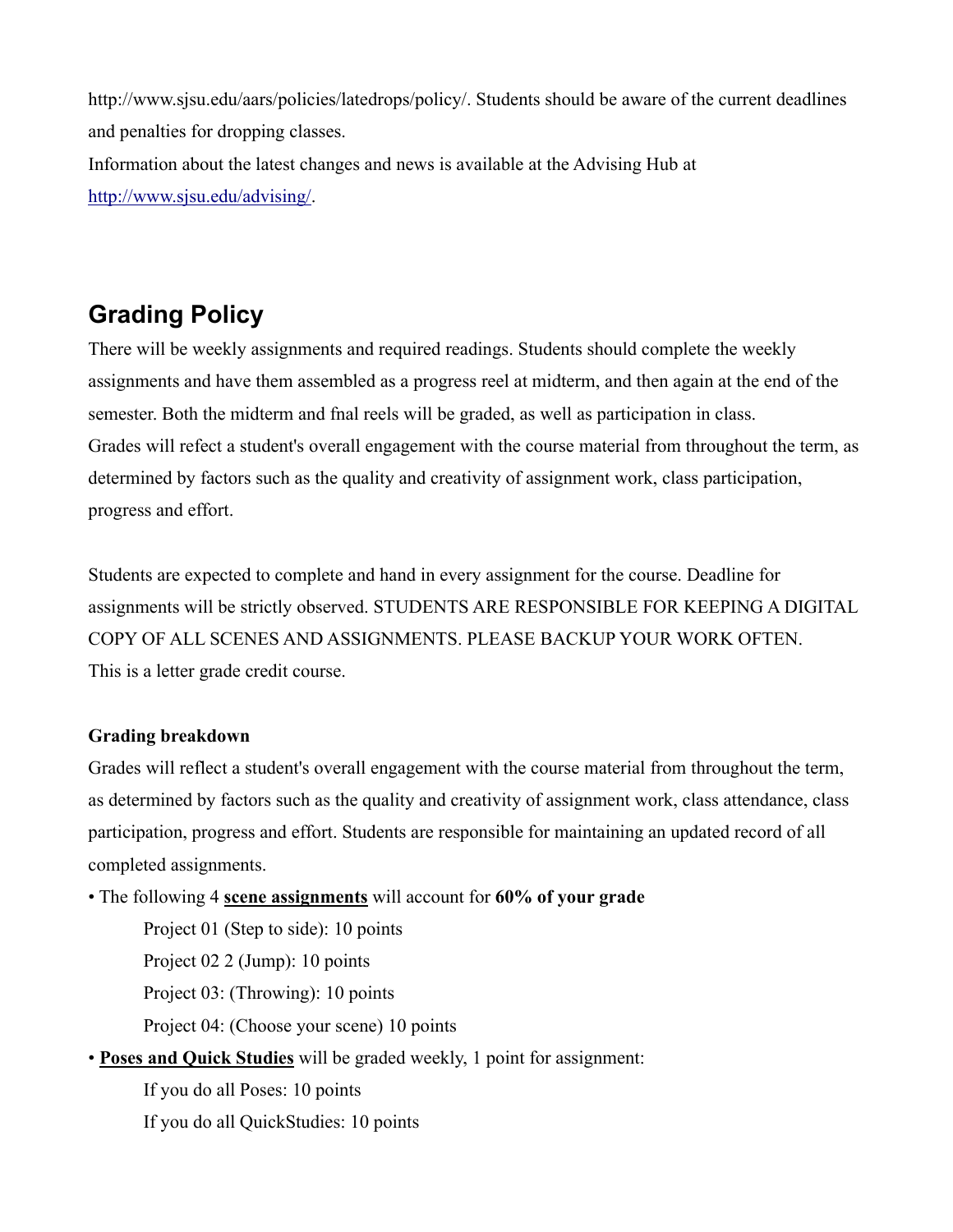http://www.sjsu.edu/aars/policies/latedrops/policy/. Students should be aware of the current deadlines and penalties for dropping classes.
Information about the latest changes and news is available at the Advising Hub at [http://www.sjsu.edu/advising/](http://www.sjsu.edu/advising/).

## Grading Policy

There will be weekly assignments and required readings. Students should complete the weekly assignments and have them assembled as a progress reel at midterm, and then again at the end of the semester. Both the midterm and fnal reels will be graded, as well as participation in class.
Grades will refect a student's overall engagement with the course material from throughout the term, as determined by factors such as the quality and creativity of assignment work, class participation, progress and effort.

Students are expected to complete and hand in every assignment for the course. Deadline for assignments will be strictly observed. STUDENTS ARE RESPONSIBLE FOR KEEPING A DIGITAL COPY OF ALL SCENES AND ASSIGNMENTS. PLEASE BACKUP YOUR WORK OFTEN.
This is a letter grade credit course.

**Grading breakdown**

Grades will reflect a student's overall engagement with the course material from throughout the term, as determined by factors such as the quality and creativity of assignment work, class attendance, class participation, progress and effort. Students are responsible for maintaining an updated record of all completed assignments.

- The following 4 **scene assignments** will account for **60% of your grade**
  - Project 01 (Step to side): 10 points
  - Project 02 2 (Jump): 10 points
  - Project 03: (Throwing): 10 points
  - Project 04: (Choose your scene) 10 points
- **Poses and Quick Studies** will be graded weekly, 1 point for assignment:
  - If you do all Poses: 10 points
  - If you do all QuickStudies: 10 points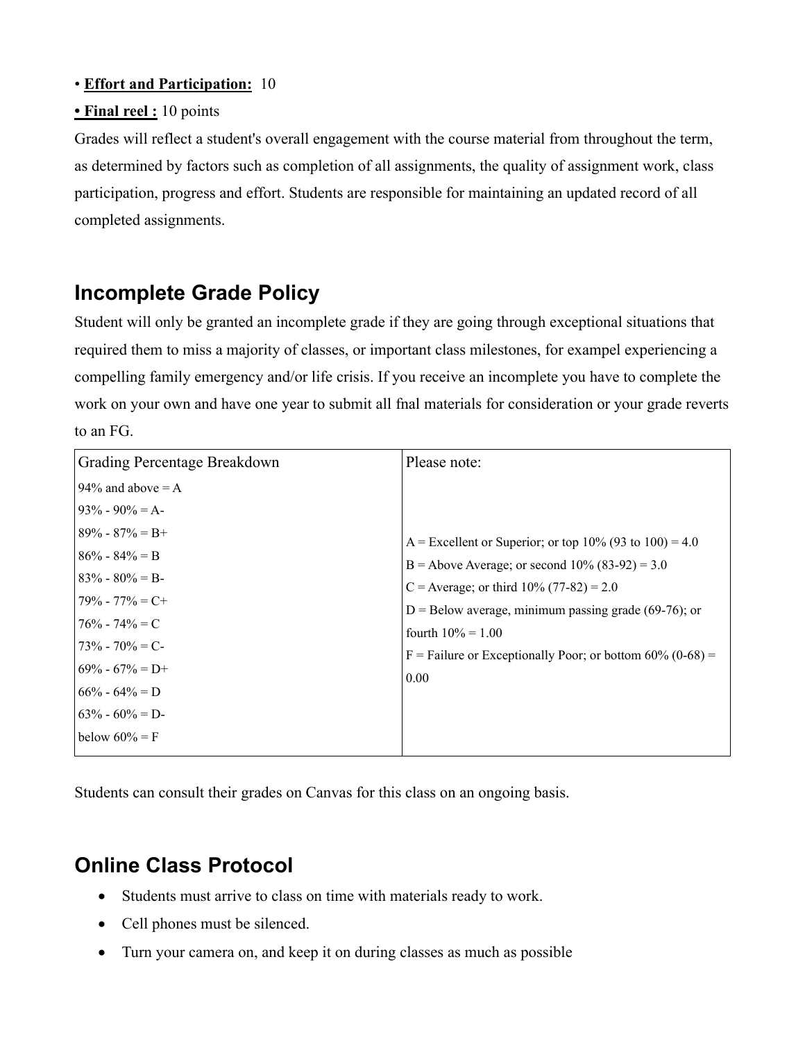• **Effort and Participation:** 10

**• Final reel :** 10 points

Grades will reflect a student's overall engagement with the course material from throughout the term, as determined by factors such as completion of all assignments, the quality of assignment work, class participation, progress and effort. Students are responsible for maintaining an updated record of all completed assignments.

## Incomplete Grade Policy

Student will only be granted an incomplete grade if they are going through exceptional situations that required them to miss a majority of classes, or important class milestones, for exampel experiencing a compelling family emergency and/or life crisis. If you receive an incomplete you have to complete the work on your own and have one year to submit all fnal materials for consideration or your grade reverts to an FG.

| Grading Percentage Breakdown | Please note: |
|---|---|
| 94% and above = A<br>93% - 90% = A-<br>89% - 87% = B+<br>86% - 84% = B<br>83% - 80% = B-<br>79% - 77% = C+<br>76% - 74% = C<br>73% - 70% = C-<br>69% - 67% = D+<br>66% - 64% = D<br>63% - 60% = D-<br>below 60% = F | A = Excellent or Superior; or top 10% (93 to 100) = 4.0<br>B = Above Average; or second 10% (83-92) = 3.0<br>C = Average; or third 10% (77-82) = 2.0<br>D = Below average, minimum passing grade (69-76); or fourth 10% = 1.00<br>F = Failure or Exceptionally Poor; or bottom 60% (0-68) = 0.00 |

Students can consult their grades on Canvas for this class on an ongoing basis.

## Online Class Protocol

- Students must arrive to class on time with materials ready to work.
- Cell phones must be silenced.
- Turn your camera on, and keep it on during classes as much as possible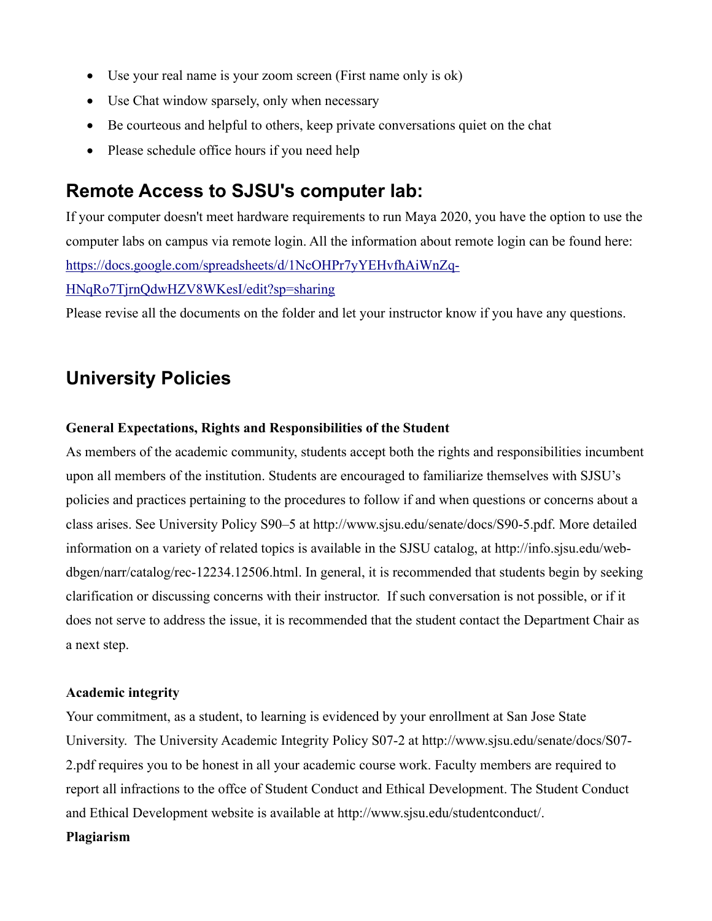- Use your real name is your zoom screen (First name only is ok)
- Use Chat window sparsely, only when necessary
- Be courteous and helpful to others, keep private conversations quiet on the chat
- Please schedule office hours if you need help

## Remote Access to SJSU's computer lab:

If your computer doesn't meet hardware requirements to run Maya 2020, you have the option to use the computer labs on campus via remote login. All the information about remote login can be found here: [https://docs.google.com/spreadsheets/d/1NcOHPr7yYEHvfhAiWnZq-HNqRo7TjrnQdwHZV8WKesI/edit?sp=sharing](https://docs.google.com/spreadsheets/d/1NcOHPr7yYEHvfhAiWnZq-HNqRo7TjrnQdwHZV8WKesI/edit?sp=sharing)

Please revise all the documents on the folder and let your instructor know if you have any questions.

## University Policies

**General Expectations, Rights and Responsibilities of the Student**

As members of the academic community, students accept both the rights and responsibilities incumbent upon all members of the institution. Students are encouraged to familiarize themselves with SJSU's policies and practices pertaining to the procedures to follow if and when questions or concerns about a class arises. See University Policy S90–5 at http://www.sjsu.edu/senate/docs/S90-5.pdf. More detailed information on a variety of related topics is available in the SJSU catalog, at http://info.sjsu.edu/web-dbgen/narr/catalog/rec-12234.12506.html. In general, it is recommended that students begin by seeking clarification or discussing concerns with their instructor. If such conversation is not possible, or if it does not serve to address the issue, it is recommended that the student contact the Department Chair as a next step.

**Academic integrity**

Your commitment, as a student, to learning is evidenced by your enrollment at San Jose State University. The University Academic Integrity Policy S07-2 at http://www.sjsu.edu/senate/docs/S07-2.pdf requires you to be honest in all your academic course work. Faculty members are required to report all infractions to the offce of Student Conduct and Ethical Development. The Student Conduct and Ethical Development website is available at http://www.sjsu.edu/studentconduct/.

**Plagiarism**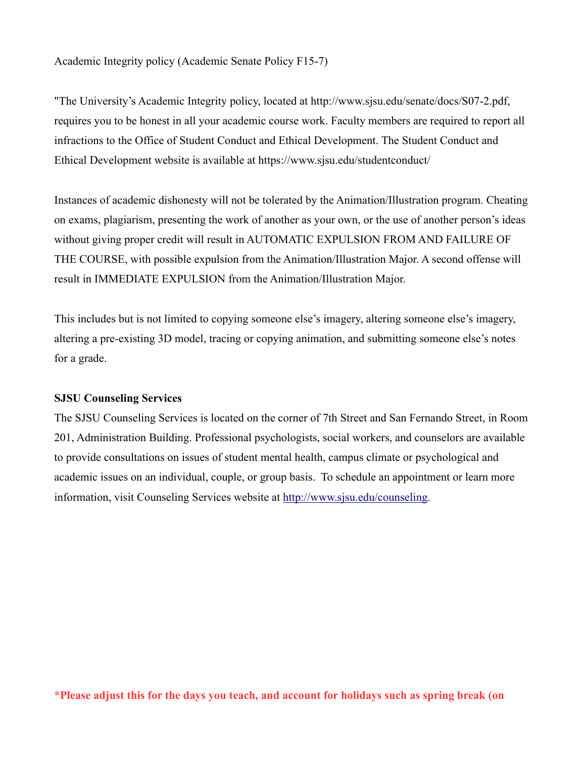Academic Integrity policy (Academic Senate Policy F15-7)

"The University's Academic Integrity policy, located at http://www.sjsu.edu/senate/docs/S07-2.pdf, requires you to be honest in all your academic course work. Faculty members are required to report all infractions to the Office of Student Conduct and Ethical Development. The Student Conduct and Ethical Development website is available at https://www.sjsu.edu/studentconduct/

Instances of academic dishonesty will not be tolerated by the Animation/Illustration program. Cheating on exams, plagiarism, presenting the work of another as your own, or the use of another person's ideas without giving proper credit will result in AUTOMATIC EXPULSION FROM AND FAILURE OF THE COURSE, with possible expulsion from the Animation/Illustration Major. A second offense will result in IMMEDIATE EXPULSION from the Animation/Illustration Major.

This includes but is not limited to copying someone else's imagery, altering someone else's imagery, altering a pre-existing 3D model, tracing or copying animation, and submitting someone else's notes for a grade.

**SJSU Counseling Services**

The SJSU Counseling Services is located on the corner of 7th Street and San Fernando Street, in Room 201, Administration Building. Professional psychologists, social workers, and counselors are available to provide consultations on issues of student mental health, campus climate or psychological and academic issues on an individual, couple, or group basis. To schedule an appointment or learn more information, visit Counseling Services website at http://www.sjsu.edu/counseling.

**\*Please adjust this for the days you teach, and account for holidays such as spring break (on**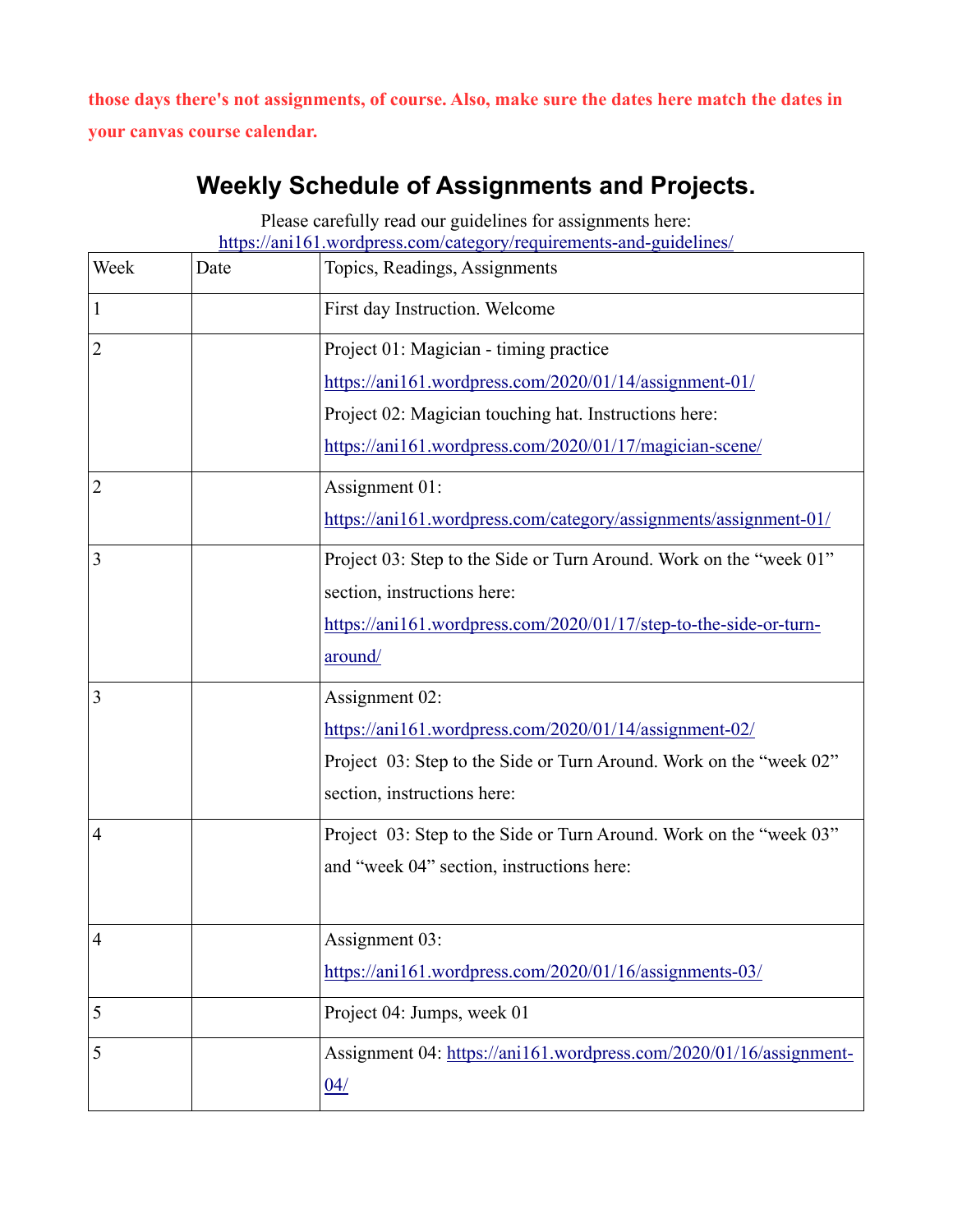**those days there's not assignments, of course. Also, make sure the dates here match the dates in your canvas course calendar.**

## Weekly Schedule of Assignments and Projects.

Please carefully read our guidelines for assignments here: https://ani161.wordpress.com/category/requirements-and-guidelines/

| Week | Date | Topics, Readings, Assignments |
|---|---|---|
| 1 | | First day Instruction. Welcome |
| 2 | | Project 01: Magician - timing practice https://ani161.wordpress.com/2020/01/14/assignment-01/ Project 02: Magician touching hat. Instructions here: https://ani161.wordpress.com/2020/01/17/magician-scene/ |
| 2 | | Assignment 01: https://ani161.wordpress.com/category/assignments/assignment-01/ |
| 3 | | Project 03: Step to the Side or Turn Around. Work on the "week 01" section, instructions here: https://ani161.wordpress.com/2020/01/17/step-to-the-side-or-turn-around/ |
| 3 | | Assignment 02: https://ani161.wordpress.com/2020/01/14/assignment-02/ Project 03: Step to the Side or Turn Around. Work on the "week 02" section, instructions here: |
| 4 | | Project 03: Step to the Side or Turn Around. Work on the "week 03" and "week 04" section, instructions here: |
| 4 | | Assignment 03: https://ani161.wordpress.com/2020/01/16/assignments-03/ |
| 5 | | Project 04: Jumps, week 01 |
| 5 | | Assignment 04: https://ani161.wordpress.com/2020/01/16/assignment-04/ |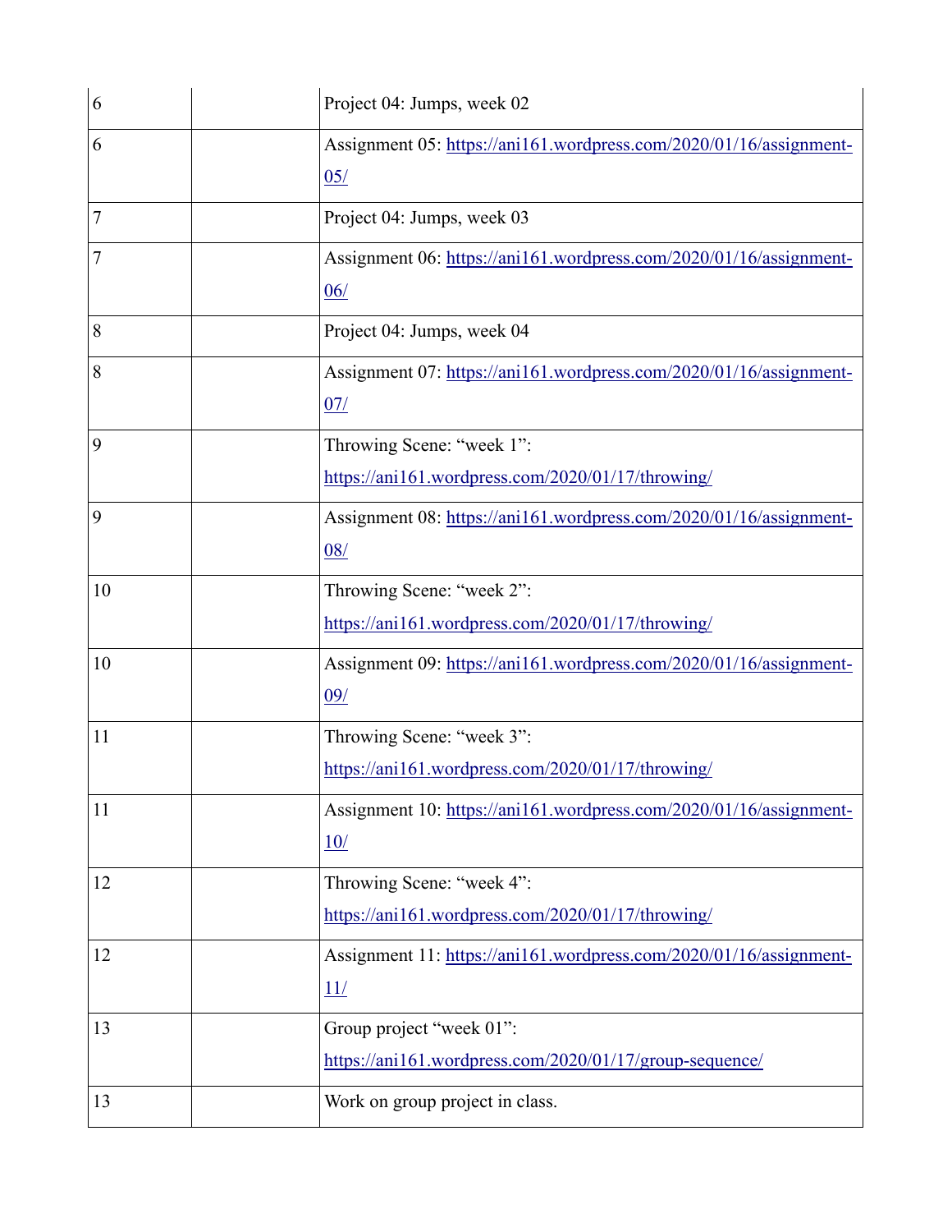| 6 | | Project 04: Jumps, week 02 |
|---|---|---|
| 6 | | Assignment 05: https://ani161.wordpress.com/2020/01/16/assignment-05/ |
| 7 | | Project 04: Jumps, week 03 |
| 7 | | Assignment 06: https://ani161.wordpress.com/2020/01/16/assignment-06/ |
| 8 | | Project 04: Jumps, week 04 |
| 8 | | Assignment 07: https://ani161.wordpress.com/2020/01/16/assignment-07/ |
| 9 | | Throwing Scene: "week 1": https://ani161.wordpress.com/2020/01/17/throwing/ |
| 9 | | Assignment 08: https://ani161.wordpress.com/2020/01/16/assignment-08/ |
| 10 | | Throwing Scene: "week 2": https://ani161.wordpress.com/2020/01/17/throwing/ |
| 10 | | Assignment 09: https://ani161.wordpress.com/2020/01/16/assignment-09/ |
| 11 | | Throwing Scene: "week 3": https://ani161.wordpress.com/2020/01/17/throwing/ |
| 11 | | Assignment 10: https://ani161.wordpress.com/2020/01/16/assignment-10/ |
| 12 | | Throwing Scene: "week 4": https://ani161.wordpress.com/2020/01/17/throwing/ |
| 12 | | Assignment 11: https://ani161.wordpress.com/2020/01/16/assignment-11/ |
| 13 | | Group project "week 01": https://ani161.wordpress.com/2020/01/17/group-sequence/ |
| 13 | | Work on group project in class. |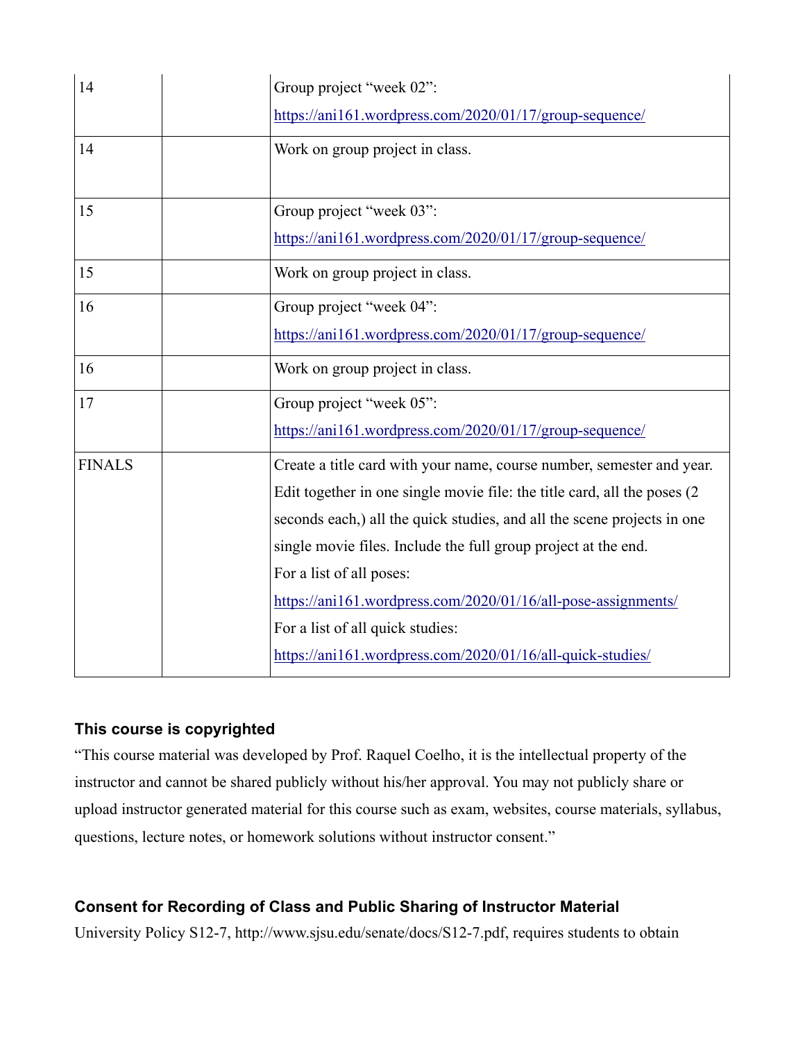| | | |
|---|---|---|
| 14 | | Group project "week 02":<br>https://ani161.wordpress.com/2020/01/17/group-sequence/ |
| 14 | | Work on group project in class. |
| 15 | | Group project "week 03":<br>https://ani161.wordpress.com/2020/01/17/group-sequence/ |
| 15 | | Work on group project in class. |
| 16 | | Group project "week 04":<br>https://ani161.wordpress.com/2020/01/17/group-sequence/ |
| 16 | | Work on group project in class. |
| 17 | | Group project "week 05":<br>https://ani161.wordpress.com/2020/01/17/group-sequence/ |
| FINALS | | Create a title card with your name, course number, semester and year. Edit together in one single movie file: the title card, all the poses (2 seconds each,) all the quick studies, and all the scene projects in one single movie files. Include the full group project at the end.<br>For a list of all poses:<br>https://ani161.wordpress.com/2020/01/16/all-pose-assignments/<br>For a list of all quick studies:<br>https://ani161.wordpress.com/2020/01/16/all-quick-studies/ |

### This course is copyrighted

"This course material was developed by Prof. Raquel Coelho, it is the intellectual property of the instructor and cannot be shared publicly without his/her approval. You may not publicly share or upload instructor generated material for this course such as exam, websites, course materials, syllabus, questions, lecture notes, or homework solutions without instructor consent."

### Consent for Recording of Class and Public Sharing of Instructor Material

University Policy S12-7, http://www.sjsu.edu/senate/docs/S12-7.pdf, requires students to obtain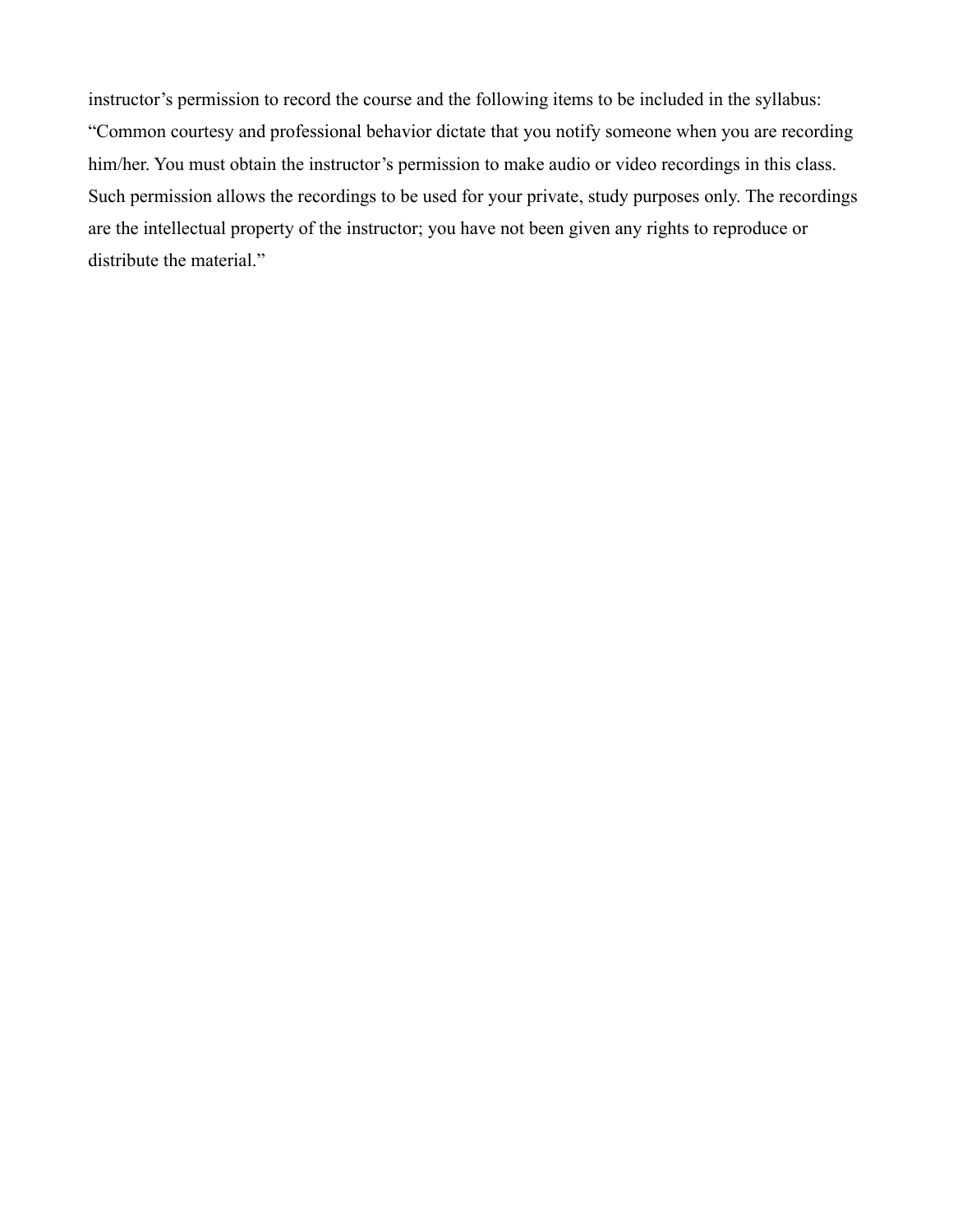instructor's permission to record the course and the following items to be included in the syllabus: "Common courtesy and professional behavior dictate that you notify someone when you are recording him/her. You must obtain the instructor's permission to make audio or video recordings in this class. Such permission allows the recordings to be used for your private, study purposes only. The recordings are the intellectual property of the instructor; you have not been given any rights to reproduce or distribute the material."